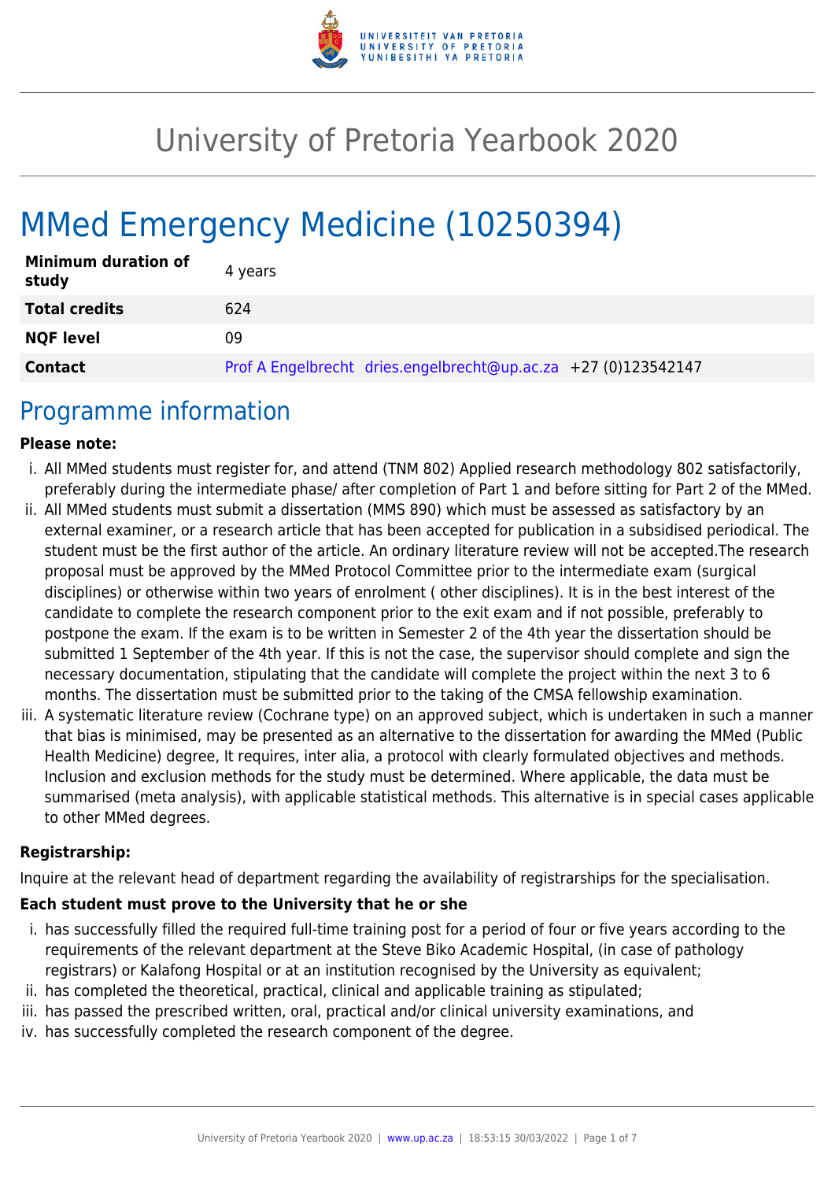# University of Pretoria Yearbook 2020

# MMed Emergency Medicine (10250394)

| | |
|---|---|
| **Minimum duration of study** | 4 years |
| **Total credits** | 624 |
| **NQF level** | 09 |
| **Contact** | Prof A Engelbrecht dries.engelbrecht@up.ac.za +27 (0)123542147 |

## Programme information

**Please note:**

i. All MMed students must register for, and attend (TNM 802) Applied research methodology 802 satisfactorily, preferably during the intermediate phase/ after completion of Part 1 and before sitting for Part 2 of the MMed.
ii. All MMed students must submit a dissertation (MMS 890) which must be assessed as satisfactory by an external examiner, or a research article that has been accepted for publication in a subsidised periodical. The student must be the first author of the article. An ordinary literature review will not be accepted.The research proposal must be approved by the MMed Protocol Committee prior to the intermediate exam (surgical disciplines) or otherwise within two years of enrolment ( other disciplines). It is in the best interest of the candidate to complete the research component prior to the exit exam and if not possible, preferably to postpone the exam. If the exam is to be written in Semester 2 of the 4th year the dissertation should be submitted 1 September of the 4th year. If this is not the case, the supervisor should complete and sign the necessary documentation, stipulating that the candidate will complete the project within the next 3 to 6 months. The dissertation must be submitted prior to the taking of the CMSA fellowship examination.
iii. A systematic literature review (Cochrane type) on an approved subject, which is undertaken in such a manner that bias is minimised, may be presented as an alternative to the dissertation for awarding the MMed (Public Health Medicine) degree, It requires, inter alia, a protocol with clearly formulated objectives and methods. Inclusion and exclusion methods for the study must be determined. Where applicable, the data must be summarised (meta analysis), with applicable statistical methods. This alternative is in special cases applicable to other MMed degrees.

**Registrarship:**

Inquire at the relevant head of department regarding the availability of registrarships for the specialisation.

**Each student must prove to the University that he or she**

i. has successfully filled the required full-time training post for a period of four or five years according to the requirements of the relevant department at the Steve Biko Academic Hospital, (in case of pathology registrars) or Kalafong Hospital or at an institution recognised by the University as equivalent;
ii. has completed the theoretical, practical, clinical and applicable training as stipulated;
iii. has passed the prescribed written, oral, practical and/or clinical university examinations, and
iv. has successfully completed the research component of the degree.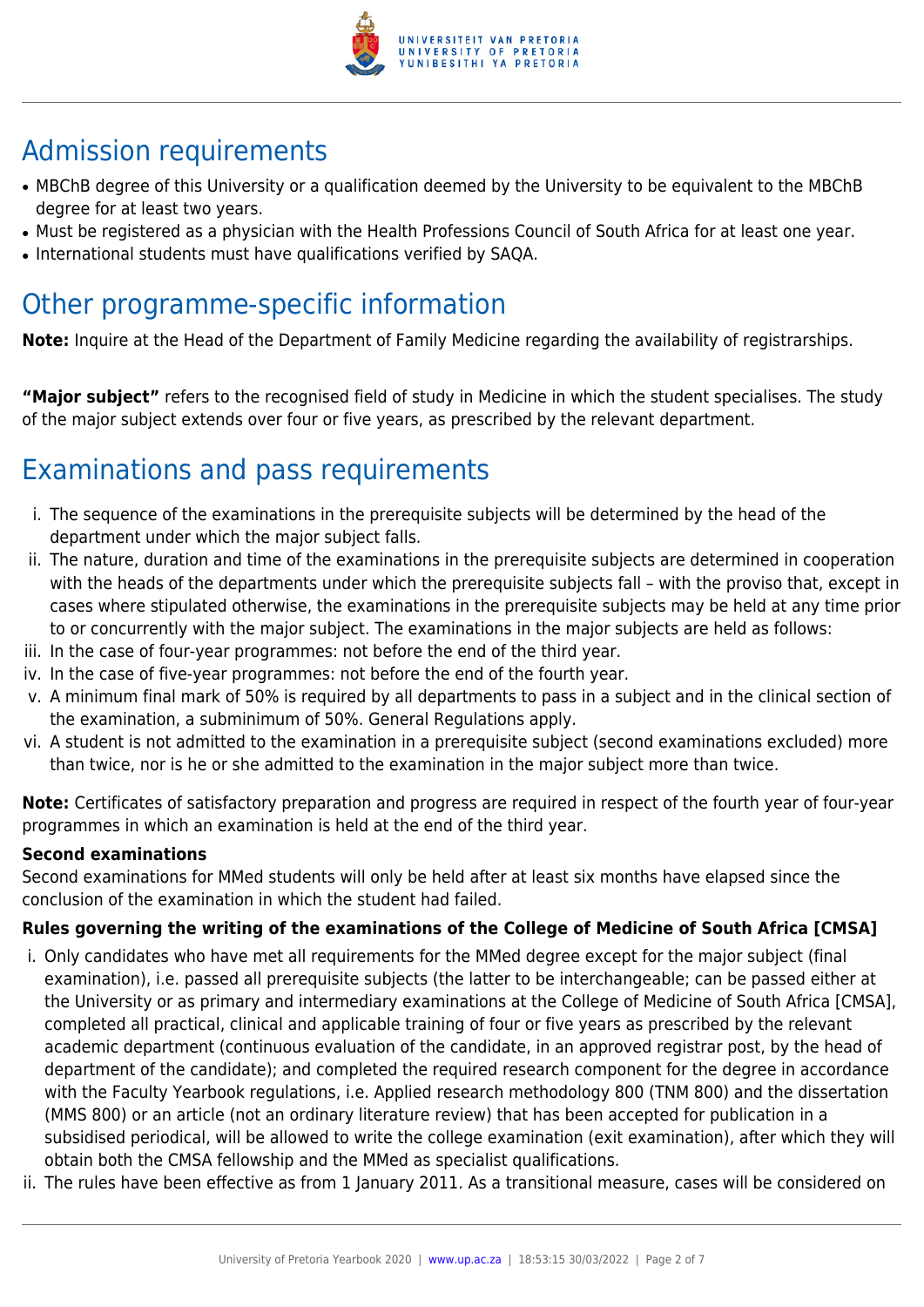## Admission requirements

- MBChB degree of this University or a qualification deemed by the University to be equivalent to the MBChB degree for at least two years.
- Must be registered as a physician with the Health Professions Council of South Africa for at least one year.
- International students must have qualifications verified by SAQA.

## Other programme-specific information

**Note:** Inquire at the Head of the Department of Family Medicine regarding the availability of registrarships.

**"Major subject"** refers to the recognised field of study in Medicine in which the student specialises. The study of the major subject extends over four or five years, as prescribed by the relevant department.

## Examinations and pass requirements

i. The sequence of the examinations in the prerequisite subjects will be determined by the head of the department under which the major subject falls.
ii. The nature, duration and time of the examinations in the prerequisite subjects are determined in cooperation with the heads of the departments under which the prerequisite subjects fall – with the proviso that, except in cases where stipulated otherwise, the examinations in the prerequisite subjects may be held at any time prior to or concurrently with the major subject. The examinations in the major subjects are held as follows:
iii. In the case of four-year programmes: not before the end of the third year.
iv. In the case of five-year programmes: not before the end of the fourth year.
v. A minimum final mark of 50% is required by all departments to pass in a subject and in the clinical section of the examination, a subminimum of 50%. General Regulations apply.
vi. A student is not admitted to the examination in a prerequisite subject (second examinations excluded) more than twice, nor is he or she admitted to the examination in the major subject more than twice.

**Note:** Certificates of satisfactory preparation and progress are required in respect of the fourth year of four-year programmes in which an examination is held at the end of the third year.

**Second examinations**

Second examinations for MMed students will only be held after at least six months have elapsed since the conclusion of the examination in which the student had failed.

**Rules governing the writing of the examinations of the College of Medicine of South Africa [CMSA]**

i. Only candidates who have met all requirements for the MMed degree except for the major subject (final examination), i.e. passed all prerequisite subjects (the latter to be interchangeable; can be passed either at the University or as primary and intermediary examinations at the College of Medicine of South Africa [CMSA], completed all practical, clinical and applicable training of four or five years as prescribed by the relevant academic department (continuous evaluation of the candidate, in an approved registrar post, by the head of department of the candidate); and completed the required research component for the degree in accordance with the Faculty Yearbook regulations, i.e. Applied research methodology 800 (TNM 800) and the dissertation (MMS 800) or an article (not an ordinary literature review) that has been accepted for publication in a subsidised periodical, will be allowed to write the college examination (exit examination), after which they will obtain both the CMSA fellowship and the MMed as specialist qualifications.
ii. The rules have been effective as from 1 January 2011. As a transitional measure, cases will be considered on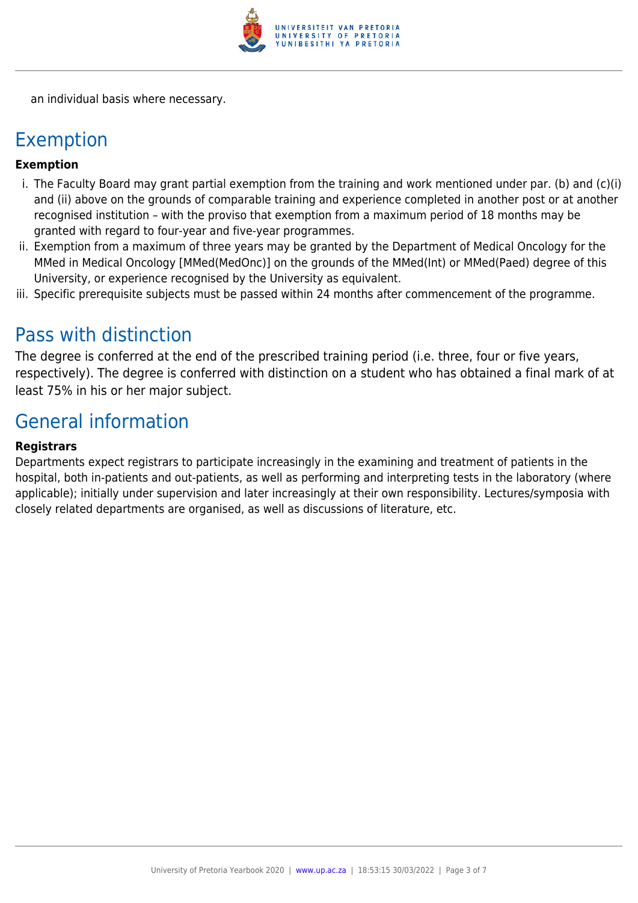an individual basis where necessary.

## Exemption

**Exemption**

i. The Faculty Board may grant partial exemption from the training and work mentioned under par. (b) and (c)(i) and (ii) above on the grounds of comparable training and experience completed in another post or at another recognised institution – with the proviso that exemption from a maximum period of 18 months may be granted with regard to four-year and five-year programmes.
ii. Exemption from a maximum of three years may be granted by the Department of Medical Oncology for the MMed in Medical Oncology [MMed(MedOnc)] on the grounds of the MMed(Int) or MMed(Paed) degree of this University, or experience recognised by the University as equivalent.
iii. Specific prerequisite subjects must be passed within 24 months after commencement of the programme.

## Pass with distinction

The degree is conferred at the end of the prescribed training period (i.e. three, four or five years, respectively). The degree is conferred with distinction on a student who has obtained a final mark of at least 75% in his or her major subject.

## General information

**Registrars**

Departments expect registrars to participate increasingly in the examining and treatment of patients in the hospital, both in-patients and out-patients, as well as performing and interpreting tests in the laboratory (where applicable); initially under supervision and later increasingly at their own responsibility. Lectures/symposia with closely related departments are organised, as well as discussions of literature, etc.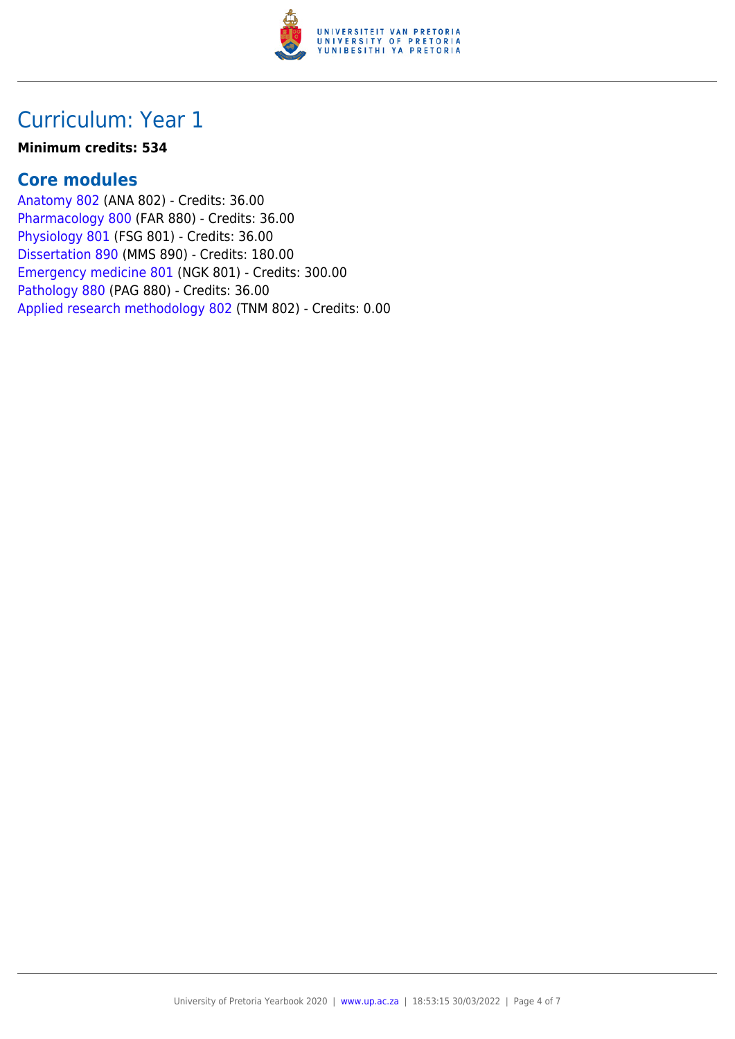# Curriculum: Year 1

**Minimum credits: 534**

## Core modules

Anatomy 802 (ANA 802) - Credits: 36.00
Pharmacology 800 (FAR 880) - Credits: 36.00
Physiology 801 (FSG 801) - Credits: 36.00
Dissertation 890 (MMS 890) - Credits: 180.00
Emergency medicine 801 (NGK 801) - Credits: 300.00
Pathology 880 (PAG 880) - Credits: 36.00
Applied research methodology 802 (TNM 802) - Credits: 0.00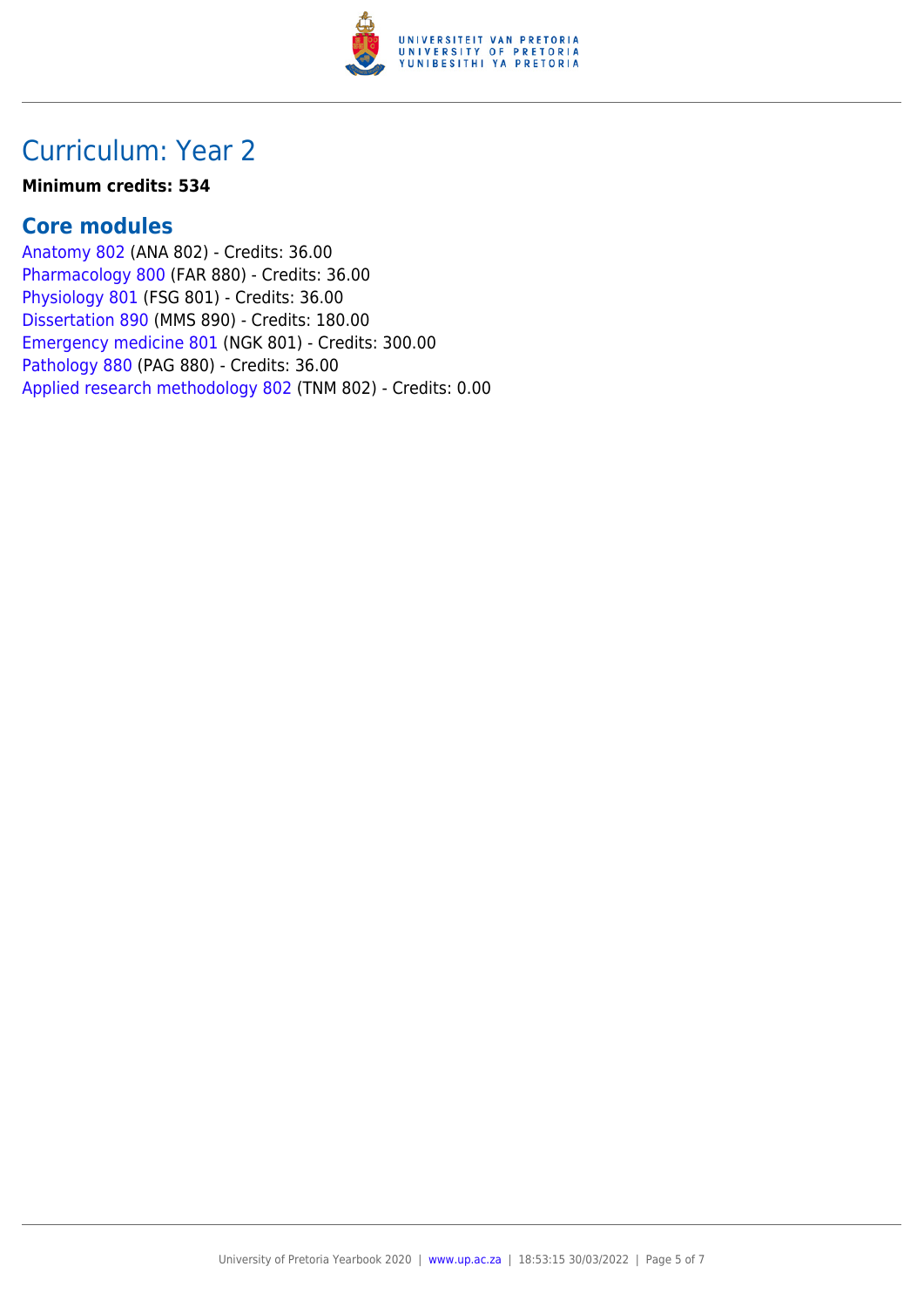## Curriculum: Year 2

**Minimum credits: 534**

### Core modules

Anatomy 802 (ANA 802) - Credits: 36.00
Pharmacology 800 (FAR 880) - Credits: 36.00
Physiology 801 (FSG 801) - Credits: 36.00
Dissertation 890 (MMS 890) - Credits: 180.00
Emergency medicine 801 (NGK 801) - Credits: 300.00
Pathology 880 (PAG 880) - Credits: 36.00
Applied research methodology 802 (TNM 802) - Credits: 0.00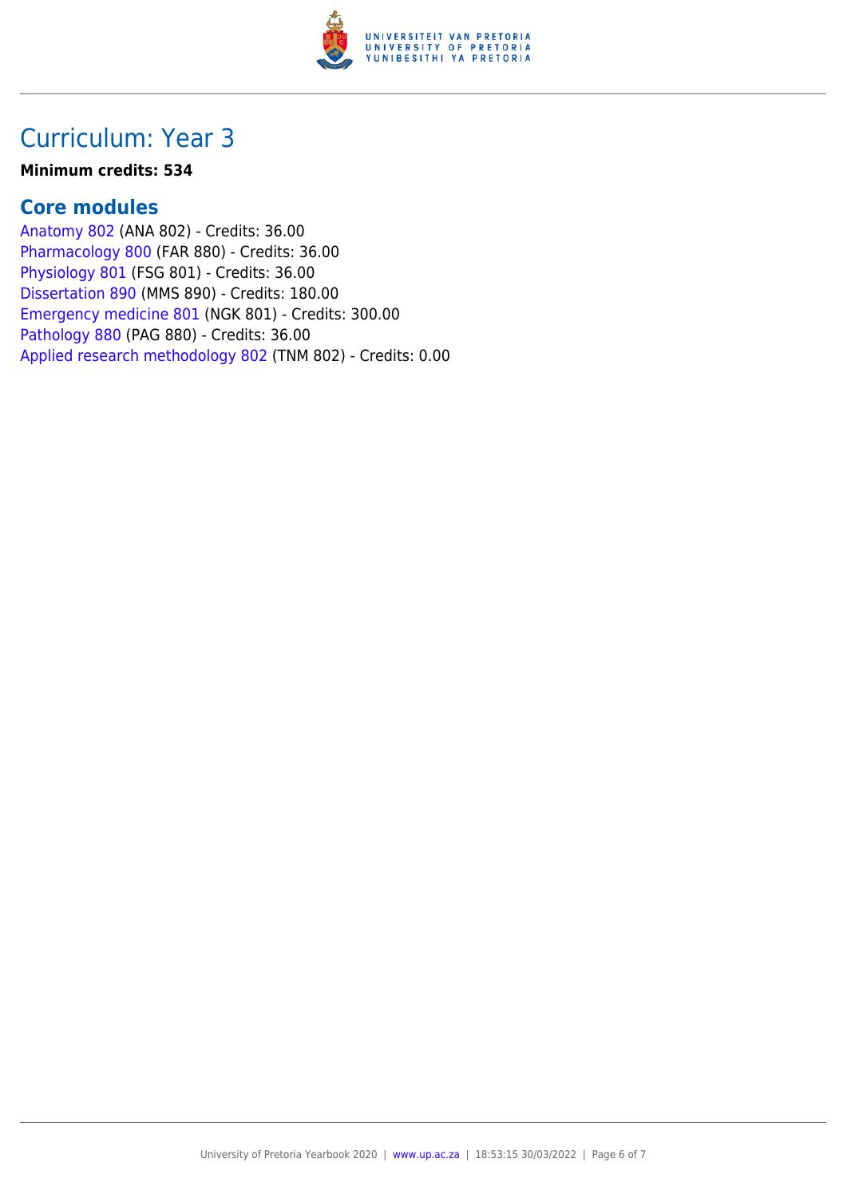# Curriculum: Year 3

**Minimum credits: 534**

## Core modules

Anatomy 802 (ANA 802) - Credits: 36.00
Pharmacology 800 (FAR 880) - Credits: 36.00
Physiology 801 (FSG 801) - Credits: 36.00
Dissertation 890 (MMS 890) - Credits: 180.00
Emergency medicine 801 (NGK 801) - Credits: 300.00
Pathology 880 (PAG 880) - Credits: 36.00
Applied research methodology 802 (TNM 802) - Credits: 0.00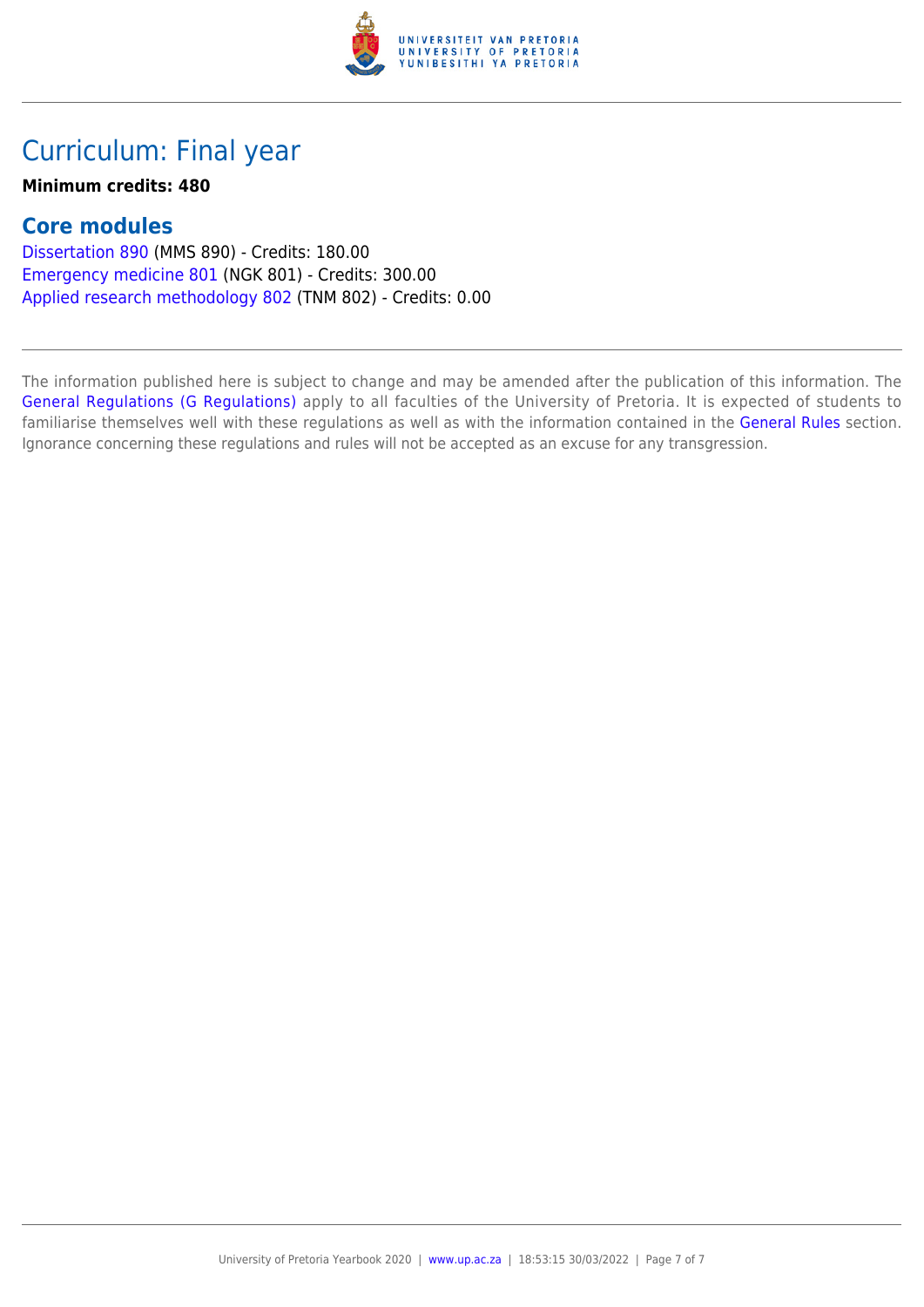# Curriculum: Final year

**Minimum credits: 480**

## Core modules

Dissertation 890 (MMS 890) - Credits: 180.00
Emergency medicine 801 (NGK 801) - Credits: 300.00
Applied research methodology 802 (TNM 802) - Credits: 0.00

The information published here is subject to change and may be amended after the publication of this information. The General Regulations (G Regulations) apply to all faculties of the University of Pretoria. It is expected of students to familiarise themselves well with these regulations as well as with the information contained in the General Rules section. Ignorance concerning these regulations and rules will not be accepted as an excuse for any transgression.